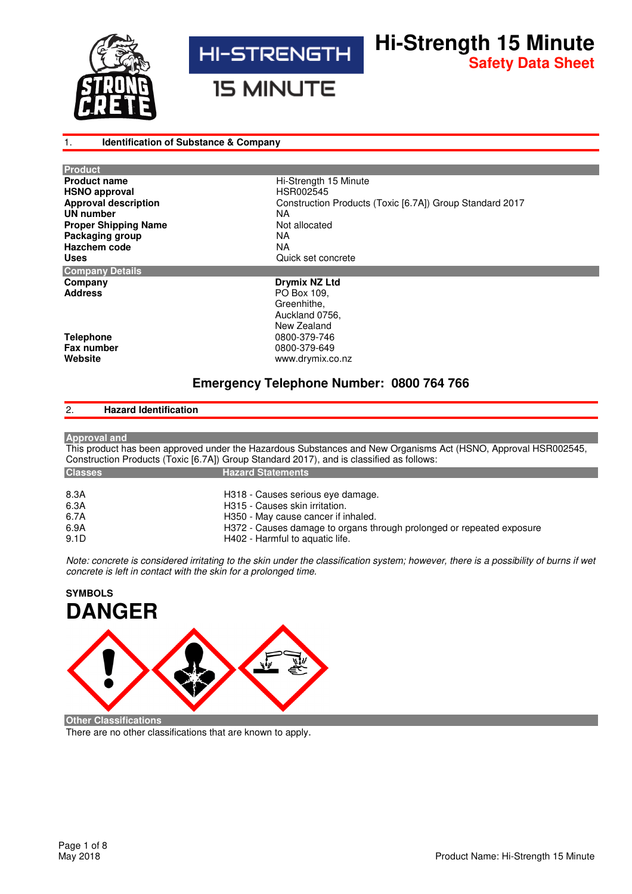# Hi-Strength 15 Minute
## Safety Data Sheet

HI-STRENGTH 15 MINUTE

## 1. Identification of Substance & Company

| Product | |
|---|---|
| **Product name** | Hi-Strength 15 Minute |
| **HSNO approval** | HSR002545 |
| **Approval description** | Construction Products (Toxic [6.7A]) Group Standard 2017 |
| **UN number** | NA |
| **Proper Shipping Name** | Not allocated |
| **Packaging group** | NA |
| **Hazchem code** | NA |
| **Uses** | Quick set concrete |

| Company Details | |
|---|---|
| **Company** | **Drymix NZ Ltd** |
| **Address** | PO Box 109, Greenhithe, Auckland 0756, New Zealand |
| **Telephone** | 0800-379-746 |
| **Fax number** | 0800-379-649 |
| **Website** | www.drymix.co.nz |

**Emergency Telephone Number: 0800 764 766**

## 2. Hazard Identification

**Approval and**

This product has been approved under the Hazardous Substances and New Organisms Act (HSNO, Approval HSR002545, Construction Products (Toxic [6.7A]) Group Standard 2017), and is classified as follows:

| Classes | Hazard Statements |
|---|---|
| 8.3A | H318 - Causes serious eye damage. |
| 6.3A | H315 - Causes skin irritation. |
| 6.7A | H350 - May cause cancer if inhaled. |
| 6.9A | H372 - Causes damage to organs through prolonged or repeated exposure |
| 9.1D | H402 - Harmful to aquatic life. |

*Note: concrete is considered irritating to the skin under the classification system; however, there is a possibility of burns if wet concrete is left in contact with the skin for a prolonged time.*

**SYMBOLS**

# DANGER

**Other Classifications**

There are no other classifications that are known to apply.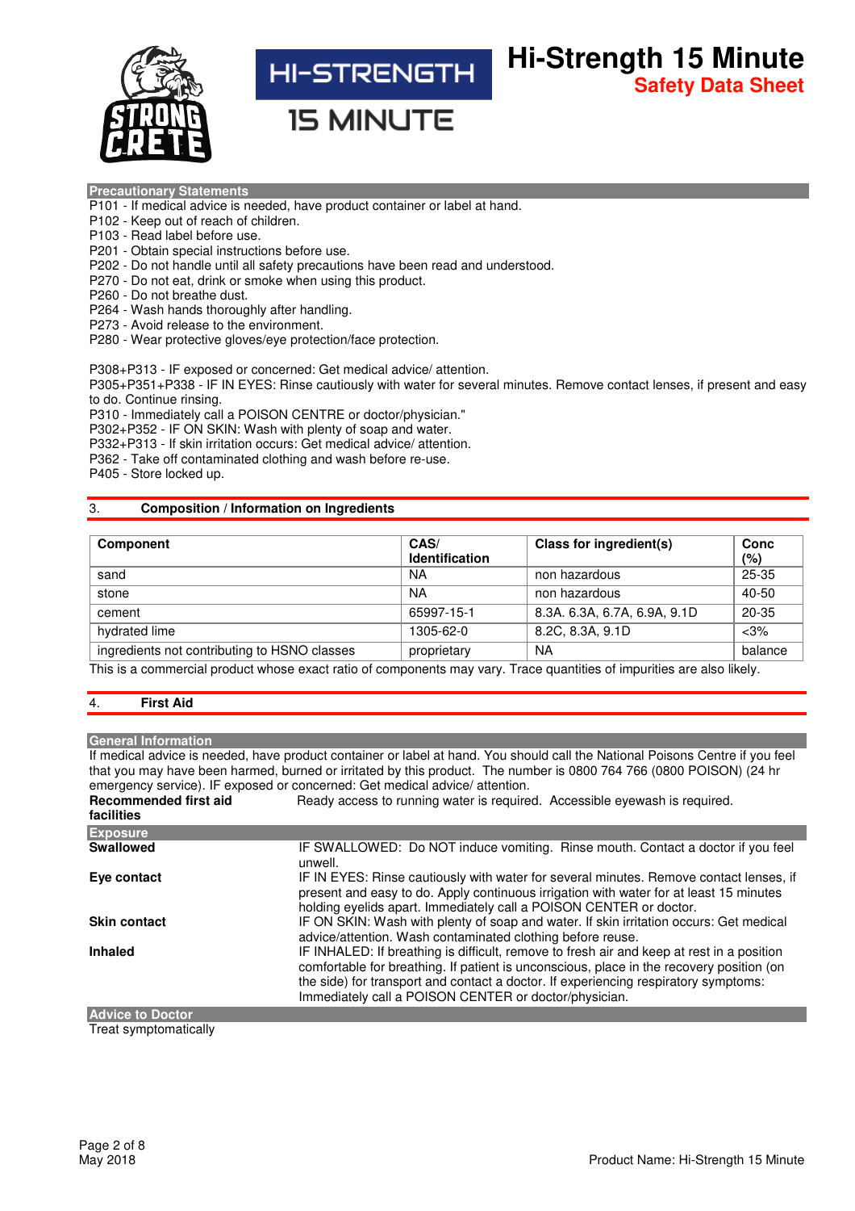### Precautionary Statements

P101 - If medical advice is needed, have product container or label at hand.
P102 - Keep out of reach of children.
P103 - Read label before use.
P201 - Obtain special instructions before use.
P202 - Do not handle until all safety precautions have been read and understood.
P270 - Do not eat, drink or smoke when using this product.
P260 - Do not breathe dust.
P264 - Wash hands thoroughly after handling.
P273 - Avoid release to the environment.
P280 - Wear protective gloves/eye protection/face protection.

P308+P313 - IF exposed or concerned: Get medical advice/ attention.
P305+P351+P338 - IF IN EYES: Rinse cautiously with water for several minutes. Remove contact lenses, if present and easy to do. Continue rinsing.
P310 - Immediately call a POISON CENTRE or doctor/physician."
P302+P352 - IF ON SKIN: Wash with plenty of soap and water.
P332+P313 - If skin irritation occurs: Get medical advice/ attention.
P362 - Take off contaminated clothing and wash before re-use.
P405 - Store locked up.

## 3. Composition / Information on Ingredients

| Component | CAS/ Identification | Class for ingredient(s) | Conc (%) |
|---|---|---|---|
| sand | NA | non hazardous | 25-35 |
| stone | NA | non hazardous | 40-50 |
| cement | 65997-15-1 | 8.3A. 6.3A, 6.7A, 6.9A, 9.1D | 20-35 |
| hydrated lime | 1305-62-0 | 8.2C, 8.3A, 9.1D | <3% |
| ingredients not contributing to HSNO classes | proprietary | NA | balance |

This is a commercial product whose exact ratio of components may vary. Trace quantities of impurities are also likely.

## 4. First Aid

### General Information

If medical advice is needed, have product container or label at hand. You should call the National Poisons Centre if you feel that you may have been harmed, burned or irritated by this product. The number is 0800 764 766 (0800 POISON) (24 hr emergency service). IF exposed or concerned: Get medical advice/ attention.

**Recommended first aid facilities** Ready access to running water is required. Accessible eyewash is required.

### Exposure

**Swallowed** IF SWALLOWED: Do NOT induce vomiting. Rinse mouth. Contact a doctor if you feel unwell.

**Eye contact** IF IN EYES: Rinse cautiously with water for several minutes. Remove contact lenses, if present and easy to do. Apply continuous irrigation with water for at least 15 minutes holding eyelids apart. Immediately call a POISON CENTER or doctor.

**Skin contact** IF ON SKIN: Wash with plenty of soap and water. If skin irritation occurs: Get medical advice/attention. Wash contaminated clothing before reuse.

**Inhaled** IF INHALED: If breathing is difficult, remove to fresh air and keep at rest in a position comfortable for breathing. If patient is unconscious, place in the recovery position (on the side) for transport and contact a doctor. If experiencing respiratory symptoms: Immediately call a POISON CENTER or doctor/physician.

### Advice to Doctor

Treat symptomatically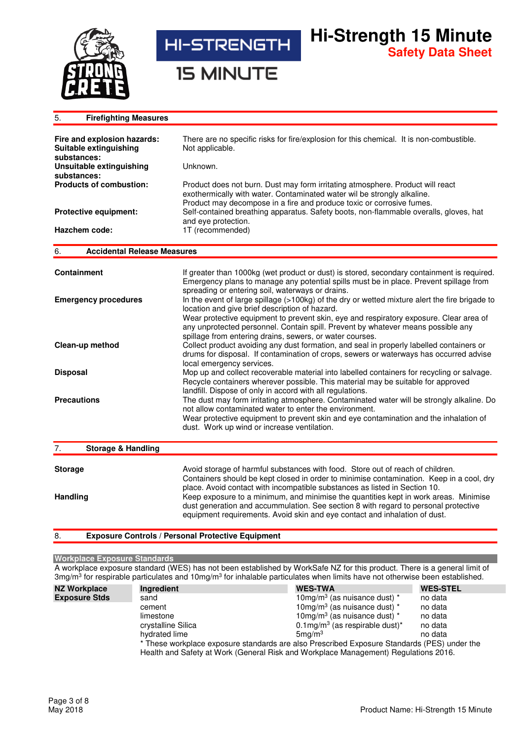## 5. Firefighting Measures

| | |
|---|---|
| **Fire and explosion hazards:** | There are no specific risks for fire/explosion for this chemical. It is non-combustible. |
| **Suitable extinguishing substances:** | Not applicable. |
| **Unsuitable extinguishing substances:** | Unknown. |
| **Products of combustion:** | Product does not burn. Dust may form irritating atmosphere. Product will react exothermically with water. Contaminated water wil be strongly alkaline. Product may decompose in a fire and produce toxic or corrosive fumes. |
| **Protective equipment:** | Self-contained breathing apparatus. Safety boots, non-flammable overalls, gloves, hat and eye protection. |
| **Hazchem code:** | 1T (recommended) |

## 6. Accidental Release Measures

| | |
|---|---|
| **Containment** | If greater than 1000kg (wet product or dust) is stored, secondary containment is required. Emergency plans to manage any potential spills must be in place. Prevent spillage from spreading or entering soil, waterways or drains. |
| **Emergency procedures** | In the event of large spillage (>100kg) of the dry or wetted mixture alert the fire brigade to location and give brief description of hazard. Wear protective equipment to prevent skin, eye and respiratory exposure. Clear area of any unprotected personnel. Contain spill. Prevent by whatever means possible any spillage from entering drains, sewers, or water courses. |
| **Clean-up method** | Collect product avoiding any dust formation, and seal in properly labelled containers or drums for disposal. If contamination of crops, sewers or waterways has occurred advise local emergency services. |
| **Disposal** | Mop up and collect recoverable material into labelled containers for recycling or salvage. Recycle containers wherever possible. This material may be suitable for approved landfill. Dispose of only in accord with all regulations. |
| **Precautions** | The dust may form irritating atmosphere. Contaminated water will be strongly alkaline. Do not allow contaminated water to enter the environment. Wear protective equipment to prevent skin and eye contamination and the inhalation of dust. Work up wind or increase ventilation. |

## 7. Storage & Handling

| | |
|---|---|
| **Storage** | Avoid storage of harmful substances with food. Store out of reach of children. Containers should be kept closed in order to minimise contamination. Keep in a cool, dry place. Avoid contact with incompatible substances as listed in Section 10. |
| **Handling** | Keep exposure to a minimum, and minimise the quantities kept in work areas. Minimise dust generation and accummulation. See section 8 with regard to personal protective equipment requirements. Avoid skin and eye contact and inhalation of dust. |

## 8. Exposure Controls / Personal Protective Equipment

### Workplace Exposure Standards

A workplace exposure standard (WES) has not been established by WorkSafe NZ for this product. There is a general limit of 3mg/m$^3$ for respirable particulates and 10mg/m$^3$ for inhalable particulates when limits have not otherwise been established.

| NZ Workplace Exposure Stds | Ingredient | WES-TWA | WES-STEL |
|---|---|---|---|
| | sand | 10mg/m$^3$ (as nuisance dust) * | no data |
| | cement | 10mg/m$^3$ (as nuisance dust) * | no data |
| | limestone | 10mg/m$^3$ (as nuisance dust) * | no data |
| | crystalline Silica | 0.1mg/m$^3$ (as respirable dust)* | no data |
| | hydrated lime | 5mg/m$^3$ | no data |

* These workplace exposure standards are also Prescribed Exposure Standards (PES) under the Health and Safety at Work (General Risk and Workplace Management) Regulations 2016.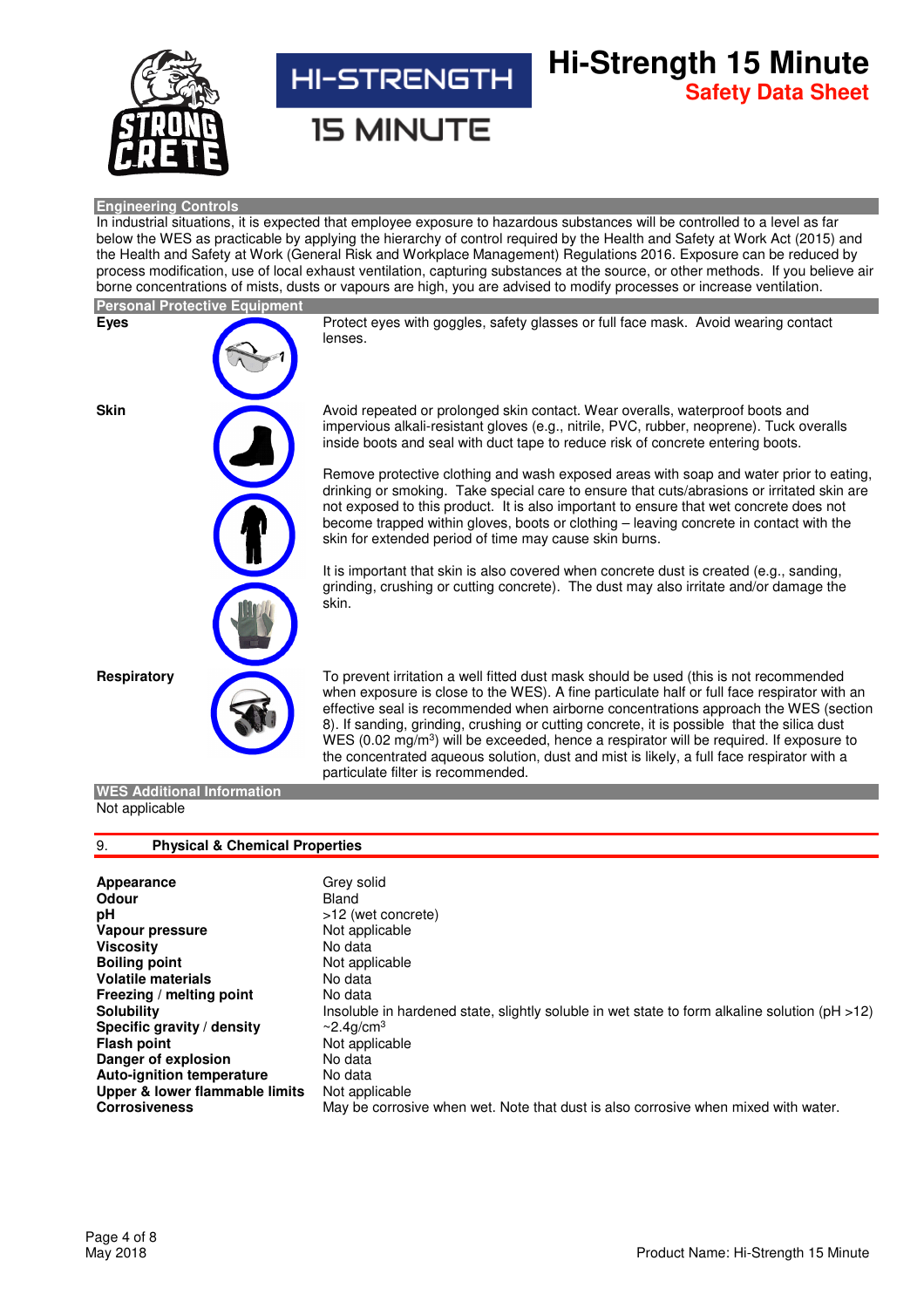### Engineering Controls

In industrial situations, it is expected that employee exposure to hazardous substances will be controlled to a level as far below the WES as practicable by applying the hierarchy of control required by the Health and Safety at Work Act (2015) and the Health and Safety at Work (General Risk and Workplace Management) Regulations 2016. Exposure can be reduced by process modification, use of local exhaust ventilation, capturing substances at the source, or other methods. If you believe air borne concentrations of mists, dusts or vapours are high, you are advised to modify processes or increase ventilation.

### Personal Protective Equipment

**Eyes**

Protect eyes with goggles, safety glasses or full face mask. Avoid wearing contact lenses.

**Skin**

Avoid repeated or prolonged skin contact. Wear overalls, waterproof boots and impervious alkali-resistant gloves (e.g., nitrile, PVC, rubber, neoprene). Tuck overalls inside boots and seal with duct tape to reduce risk of concrete entering boots.

Remove protective clothing and wash exposed areas with soap and water prior to eating, drinking or smoking. Take special care to ensure that cuts/abrasions or irritated skin are not exposed to this product. It is also important to ensure that wet concrete does not become trapped within gloves, boots or clothing – leaving concrete in contact with the skin for extended period of time may cause skin burns.

It is important that skin is also covered when concrete dust is created (e.g., sanding, grinding, crushing or cutting concrete). The dust may also irritate and/or damage the skin.

**Respiratory**

To prevent irritation a well fitted dust mask should be used (this is not recommended when exposure is close to the WES). A fine particulate half or full face respirator with an effective seal is recommended when airborne concentrations approach the WES (section 8). If sanding, grinding, crushing or cutting concrete, it is possible that the silica dust WES (0.02 mg/m$^3$) will be exceeded, hence a respirator will be required. If exposure to the concentrated aqueous solution, dust and mist is likely, a full face respirator with a particulate filter is recommended.

### WES Additional Information

Not applicable

## 9. Physical & Chemical Properties

| | |
|---|---|
| **Appearance** | Grey solid |
| **Odour** | Bland |
| **pH** | >12 (wet concrete) |
| **Vapour pressure** | Not applicable |
| **Viscosity** | No data |
| **Boiling point** | Not applicable |
| **Volatile materials** | No data |
| **Freezing / melting point** | No data |
| **Solubility** | Insoluble in hardened state, slightly soluble in wet state to form alkaline solution (pH >12) |
| **Specific gravity / density** | ~2.4g/cm$^3$ |
| **Flash point** | Not applicable |
| **Danger of explosion** | No data |
| **Auto-ignition temperature** | No data |
| **Upper & lower flammable limits** | Not applicable |
| **Corrosiveness** | May be corrosive when wet. Note that dust is also corrosive when mixed with water. |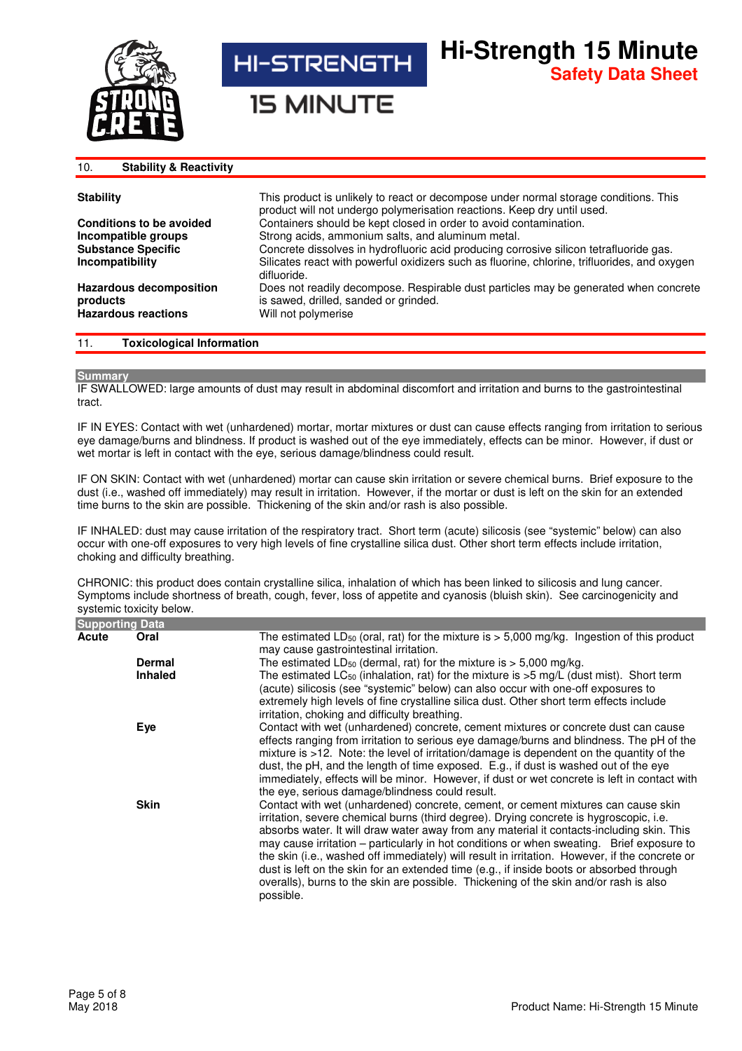## 10. Stability & Reactivity

| | |
|---|---|
| **Stability** | This product is unlikely to react or decompose under normal storage conditions. This product will not undergo polymerisation reactions. Keep dry until used. |
| **Conditions to be avoided** | Containers should be kept closed in order to avoid contamination. |
| **Incompatible groups** | Strong acids, ammonium salts, and aluminum metal. |
| **Substance Specific Incompatibility** | Concrete dissolves in hydrofluoric acid producing corrosive silicon tetrafluoride gas. Silicates react with powerful oxidizers such as fluorine, chlorine, trifluorides, and oxygen difluoride. |
| **Hazardous decomposition products** | Does not readily decompose. Respirable dust particles may be generated when concrete is sawed, drilled, sanded or grinded. |
| **Hazardous reactions** | Will not polymerise |

## 11. Toxicological Information

### Summary

IF SWALLOWED: large amounts of dust may result in abdominal discomfort and irritation and burns to the gastrointestinal tract.

IF IN EYES: Contact with wet (unhardened) mortar, mortar mixtures or dust can cause effects ranging from irritation to serious eye damage/burns and blindness. If product is washed out of the eye immediately, effects can be minor. However, if dust or wet mortar is left in contact with the eye, serious damage/blindness could result.

IF ON SKIN: Contact with wet (unhardened) mortar can cause skin irritation or severe chemical burns. Brief exposure to the dust (i.e., washed off immediately) may result in irritation. However, if the mortar or dust is left on the skin for an extended time burns to the skin are possible. Thickening of the skin and/or rash is also possible.

IF INHALED: dust may cause irritation of the respiratory tract. Short term (acute) silicosis (see "systemic" below) can also occur with one-off exposures to very high levels of fine crystalline silica dust. Other short term effects include irritation, choking and difficulty breathing.

CHRONIC: this product does contain crystalline silica, inhalation of which has been linked to silicosis and lung cancer. Symptoms include shortness of breath, cough, fever, loss of appetite and cyanosis (bluish skin). See carcinogenicity and systemic toxicity below.

### Supporting Data

| | | |
|---|---|---|
| **Acute** | **Oral** | The estimated $LD_{50}$ (oral, rat) for the mixture is > 5,000 mg/kg. Ingestion of this product may cause gastrointestinal irritation. |
| | **Dermal** | The estimated $LD_{50}$ (dermal, rat) for the mixture is > 5,000 mg/kg. |
| | **Inhaled** | The estimated $LC_{50}$ (inhalation, rat) for the mixture is >5 mg/L (dust mist). Short term (acute) silicosis (see "systemic" below) can also occur with one-off exposures to extremely high levels of fine crystalline silica dust. Other short term effects include irritation, choking and difficulty breathing. |
| | **Eye** | Contact with wet (unhardened) concrete, cement mixtures or concrete dust can cause effects ranging from irritation to serious eye damage/burns and blindness. The pH of the mixture is >12. Note: the level of irritation/damage is dependent on the quantity of the dust, the pH, and the length of time exposed. E.g., if dust is washed out of the eye immediately, effects will be minor. However, if dust or wet concrete is left in contact with the eye, serious damage/blindness could result. |
| | **Skin** | Contact with wet (unhardened) concrete, cement, or cement mixtures can cause skin irritation, severe chemical burns (third degree). Drying concrete is hygroscopic, i.e. absorbs water. It will draw water away from any material it contacts-including skin. This may cause irritation – particularly in hot conditions or when sweating. Brief exposure to the skin (i.e., washed off immediately) will result in irritation. However, if the concrete or dust is left on the skin for an extended time (e.g., if inside boots or absorbed through overalls), burns to the skin are possible. Thickening of the skin and/or rash is also possible. |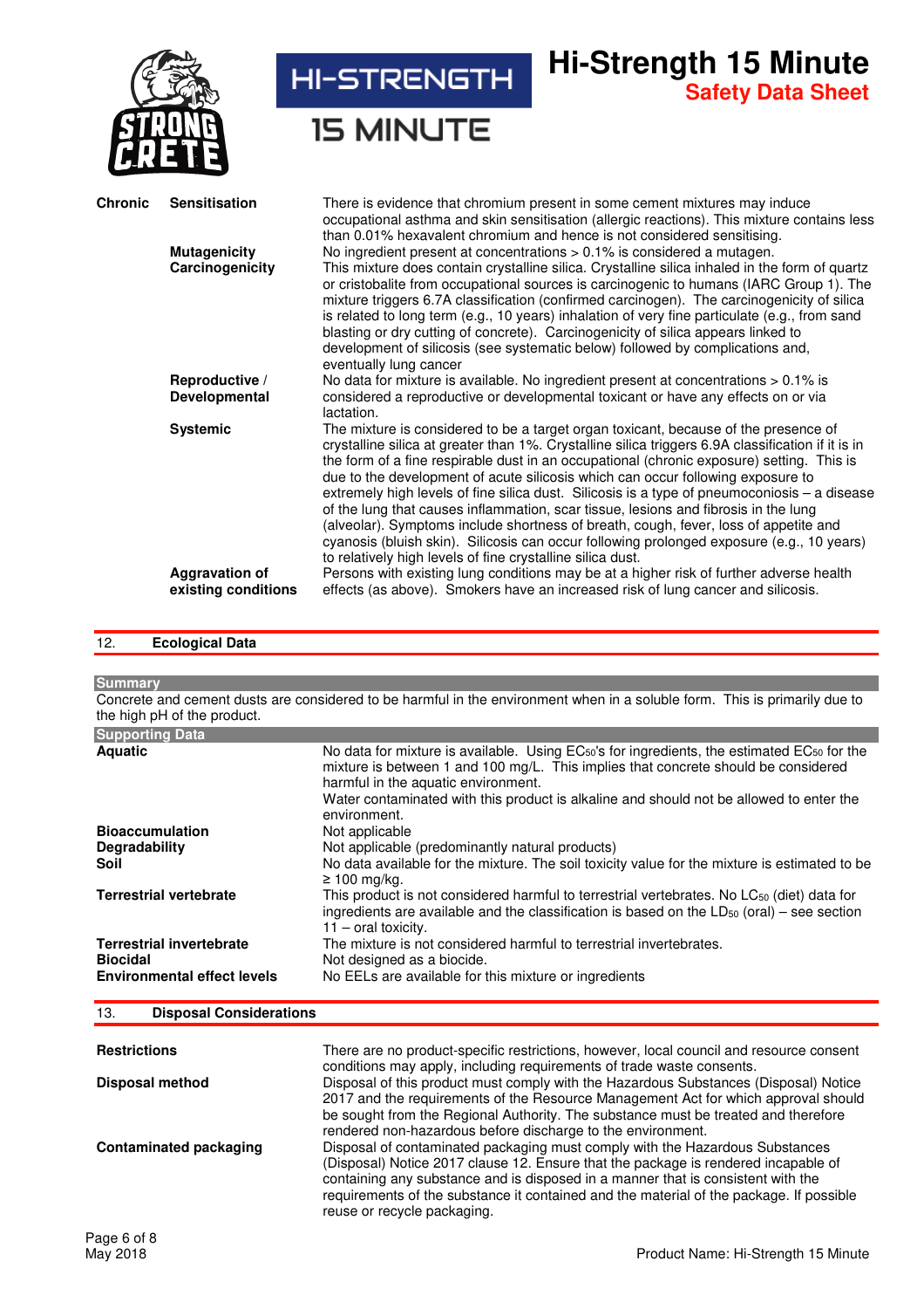| | | |
|---|---|---|
| **Chronic** | **Sensitisation** | There is evidence that chromium present in some cement mixtures may induce occupational asthma and skin sensitisation (allergic reactions). This mixture contains less than 0.01% hexavalent chromium and hence is not considered sensitising. |
| | **Mutagenicity** | No ingredient present at concentrations > 0.1% is considered a mutagen. |
| | **Carcinogenicity** | This mixture does contain crystalline silica. Crystalline silica inhaled in the form of quartz or cristobalite from occupational sources is carcinogenic to humans (IARC Group 1). The mixture triggers 6.7A classification (confirmed carcinogen). The carcinogenicity of silica is related to long term (e.g., 10 years) inhalation of very fine particulate (e.g., from sand blasting or dry cutting of concrete). Carcinogenicity of silica appears linked to development of silicosis (see systematic below) followed by complications and, eventually lung cancer |
| | **Reproductive / Developmental** | No data for mixture is available. No ingredient present at concentrations > 0.1% is considered a reproductive or developmental toxicant or have any effects on or via lactation. |
| | **Systemic** | The mixture is considered to be a target organ toxicant, because of the presence of crystalline silica at greater than 1%. Crystalline silica triggers 6.9A classification if it is in the form of a fine respirable dust in an occupational (chronic exposure) setting. This is due to the development of acute silicosis which can occur following exposure to extremely high levels of fine silica dust. Silicosis is a type of pneumoconiosis – a disease of the lung that causes inflammation, scar tissue, lesions and fibrosis in the lung (alveolar). Symptoms include shortness of breath, cough, fever, loss of appetite and cyanosis (bluish skin). Silicosis can occur following prolonged exposure (e.g., 10 years) to relatively high levels of fine crystalline silica dust. |
| | **Aggravation of existing conditions** | Persons with existing lung conditions may be at a higher risk of further adverse health effects (as above). Smokers have an increased risk of lung cancer and silicosis. |

## 12. Ecological Data

### Summary

Concrete and cement dusts are considered to be harmful in the environment when in a soluble form. This is primarily due to the high pH of the product.

### Supporting Data

| | |
|---|---|
| **Aquatic** | No data for mixture is available. Using $EC_{50}$'s for ingredients, the estimated $EC_{50}$ for the mixture is between 1 and 100 mg/L. This implies that concrete should be considered harmful in the aquatic environment.<br>Water contaminated with this product is alkaline and should not be allowed to enter the environment. |
| **Bioaccumulation** | Not applicable |
| **Degradability** | Not applicable (predominantly natural products) |
| **Soil** | No data available for the mixture. The soil toxicity value for the mixture is estimated to be ≥ 100 mg/kg. |
| **Terrestrial vertebrate** | This product is not considered harmful to terrestrial vertebrates. No $LC_{50}$ (diet) data for ingredients are available and the classification is based on the $LD_{50}$ (oral) – see section 11 – oral toxicity. |
| **Terrestrial invertebrate** | The mixture is not considered harmful to terrestrial invertebrates. |
| **Biocidal** | Not designed as a biocide. |
| **Environmental effect levels** | No EELs are available for this mixture or ingredients |

## 13. Disposal Considerations

| | |
|---|---|
| **Restrictions** | There are no product-specific restrictions, however, local council and resource consent conditions may apply, including requirements of trade waste consents. |
| **Disposal method** | Disposal of this product must comply with the Hazardous Substances (Disposal) Notice 2017 and the requirements of the Resource Management Act for which approval should be sought from the Regional Authority. The substance must be treated and therefore rendered non-hazardous before discharge to the environment. |
| **Contaminated packaging** | Disposal of contaminated packaging must comply with the Hazardous Substances (Disposal) Notice 2017 clause 12. Ensure that the package is rendered incapable of containing any substance and is disposed in a manner that is consistent with the requirements of the substance it contained and the material of the package. If possible reuse or recycle packaging. |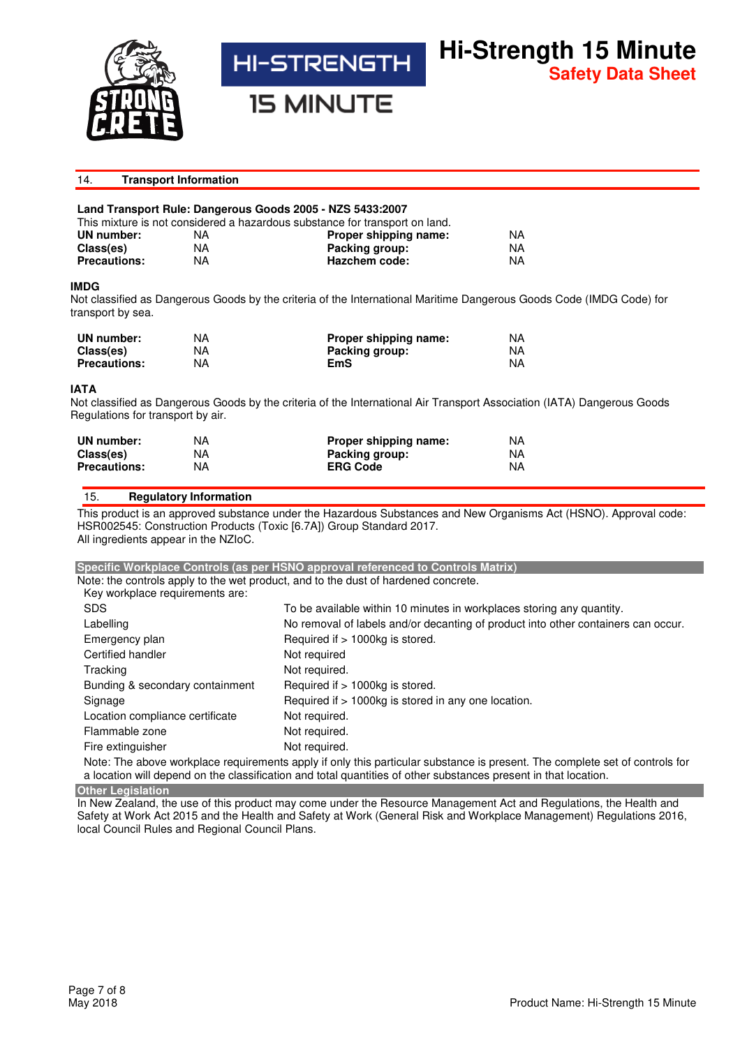## 14. Transport Information

**Land Transport Rule: Dangerous Goods 2005 - NZS 5433:2007**

This mixture is not considered a hazardous substance for transport on land.

| | | | |
|---|---|---|---|
| **UN number:** | NA | **Proper shipping name:** | NA |
| **Class(es)** | NA | **Packing group:** | NA |
| **Precautions:** | NA | **Hazchem code:** | NA |

**IMDG**

Not classified as Dangerous Goods by the criteria of the International Maritime Dangerous Goods Code (IMDG Code) for transport by sea.

| | | | |
|---|---|---|---|
| **UN number:** | NA | **Proper shipping name:** | NA |
| **Class(es)** | NA | **Packing group:** | NA |
| **Precautions:** | NA | **EmS** | NA |

**IATA**

Not classified as Dangerous Goods by the criteria of the International Air Transport Association (IATA) Dangerous Goods Regulations for transport by air.

| | | | |
|---|---|---|---|
| **UN number:** | NA | **Proper shipping name:** | NA |
| **Class(es)** | NA | **Packing group:** | NA |
| **Precautions:** | NA | **ERG Code** | NA |

## 15. Regulatory Information

This product is an approved substance under the Hazardous Substances and New Organisms Act (HSNO). Approval code: HSR002545: Construction Products (Toxic [6.7A]) Group Standard 2017.
All ingredients appear in the NZIoC.

**Specific Workplace Controls (as per HSNO approval referenced to Controls Matrix)**

Note: the controls apply to the wet product, and to the dust of hardened concrete.
Key workplace requirements are:

| | |
|---|---|
| SDS | To be available within 10 minutes in workplaces storing any quantity. |
| Labelling | No removal of labels and/or decanting of product into other containers can occur. |
| Emergency plan | Required if > 1000kg is stored. |
| Certified handler | Not required |
| Tracking | Not required. |
| Bunding & secondary containment | Required if > 1000kg is stored. |
| Signage | Required if > 1000kg is stored in any one location. |
| Location compliance certificate | Not required. |
| Flammable zone | Not required. |
| Fire extinguisher | Not required. |

Note: The above workplace requirements apply if only this particular substance is present. The complete set of controls for a location will depend on the classification and total quantities of other substances present in that location.

**Other Legislation**

In New Zealand, the use of this product may come under the Resource Management Act and Regulations, the Health and Safety at Work Act 2015 and the Health and Safety at Work (General Risk and Workplace Management) Regulations 2016, local Council Rules and Regional Council Plans.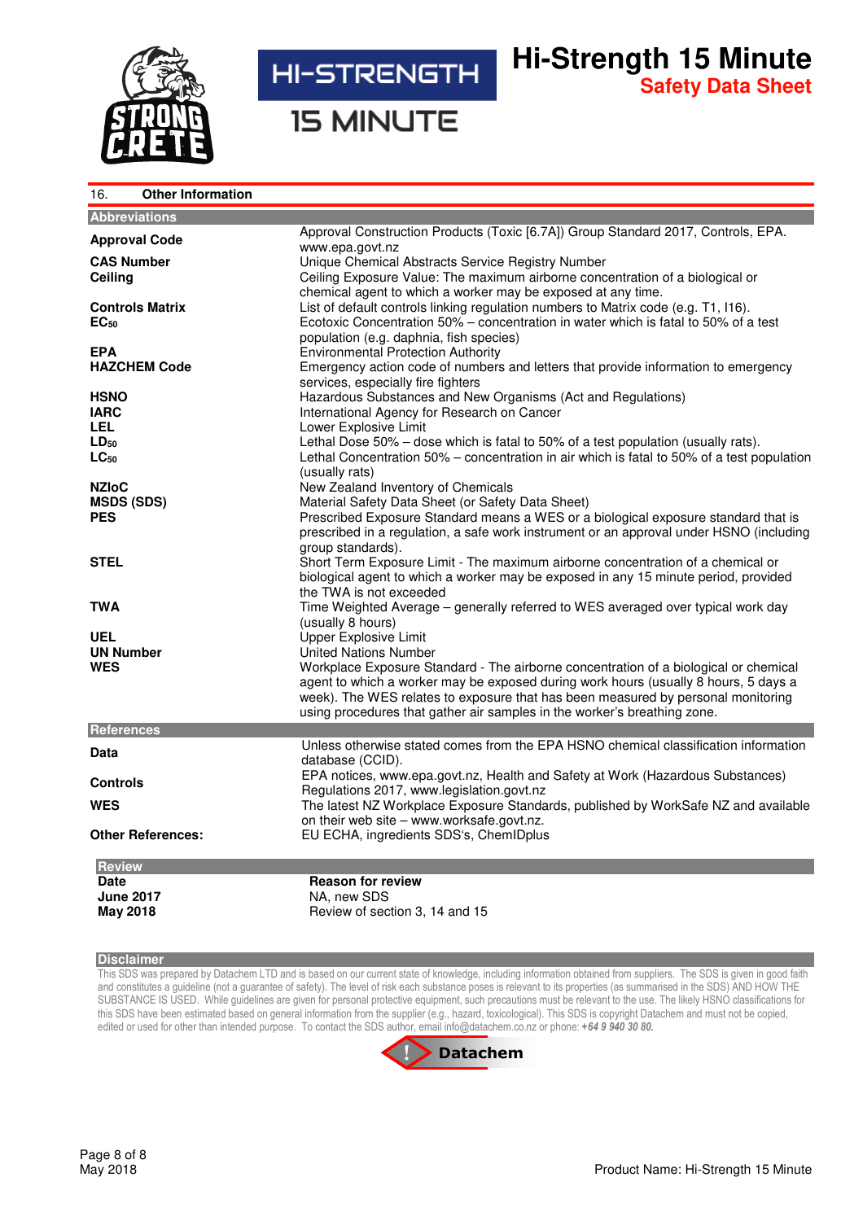# Hi-Strength 15 Minute
## Safety Data Sheet

## 16. Other Information

### Abbreviations

| | |
|---|---|
| **Approval Code** | Approval Construction Products (Toxic [6.7A]) Group Standard 2017, Controls, EPA. www.epa.govt.nz |
| **CAS Number** | Unique Chemical Abstracts Service Registry Number |
| **Ceiling** | Ceiling Exposure Value: The maximum airborne concentration of a biological or chemical agent to which a worker may be exposed at any time. |
| **Controls Matrix** | List of default controls linking regulation numbers to Matrix code (e.g. T1, I16). |
| **$EC_{50}$** | Ecotoxic Concentration 50% – concentration in water which is fatal to 50% of a test population (e.g. daphnia, fish species) |
| **EPA** | Environmental Protection Authority |
| **HAZCHEM Code** | Emergency action code of numbers and letters that provide information to emergency services, especially fire fighters |
| **HSNO** | Hazardous Substances and New Organisms (Act and Regulations) |
| **IARC** | International Agency for Research on Cancer |
| **LEL** | Lower Explosive Limit |
| **$LD_{50}$** | Lethal Dose 50% – dose which is fatal to 50% of a test population (usually rats). |
| **$LC_{50}$** | Lethal Concentration 50% – concentration in air which is fatal to 50% of a test population (usually rats) |
| **NZIoC** | New Zealand Inventory of Chemicals |
| **MSDS (SDS)** | Material Safety Data Sheet (or Safety Data Sheet) |
| **PES** | Prescribed Exposure Standard means a WES or a biological exposure standard that is prescribed in a regulation, a safe work instrument or an approval under HSNO (including group standards). |
| **STEL** | Short Term Exposure Limit - The maximum airborne concentration of a chemical or biological agent to which a worker may be exposed in any 15 minute period, provided the TWA is not exceeded |
| **TWA** | Time Weighted Average – generally referred to WES averaged over typical work day (usually 8 hours) |
| **UEL** | Upper Explosive Limit |
| **UN Number** | United Nations Number |
| **WES** | Workplace Exposure Standard - The airborne concentration of a biological or chemical agent to which a worker may be exposed during work hours (usually 8 hours, 5 days a week). The WES relates to exposure that has been measured by personal monitoring using procedures that gather air samples in the worker's breathing zone. |

### References

| | |
|---|---|
| **Data** | Unless otherwise stated comes from the EPA HSNO chemical classification information database (CCID). |
| **Controls** | EPA notices, www.epa.govt.nz, Health and Safety at Work (Hazardous Substances) Regulations 2017, www.legislation.govt.nz |
| **WES** | The latest NZ Workplace Exposure Standards, published by WorkSafe NZ and available on their web site – www.worksafe.govt.nz. |
| **Other References:** | EU ECHA, ingredients SDS's, ChemIDplus |

### Review

| Date | Reason for review |
|---|---|
| **June 2017** | NA, new SDS |
| **May 2018** | Review of section 3, 14 and 15 |

### Disclaimer

This SDS was prepared by Datachem LTD and is based on our current state of knowledge, including information obtained from suppliers. The SDS is given in good faith and constitutes a guideline (not a guarantee of safety). The level of risk each substance poses is relevant to its properties (as summarised in the SDS) AND HOW THE SUBSTANCE IS USED. While guidelines are given for personal protective equipment, such precautions must be relevant to the use. The likely HSNO classifications for this SDS have been estimated based on general information from the supplier (e.g., hazard, toxicological). This SDS is copyright Datachem and must not be copied, edited or used for other than intended purpose. To contact the SDS author, email info@datachem.co.nz or phone: ***+64 9 940 30 80.***

Datachem

Product Name: Hi-Strength 15 Minute